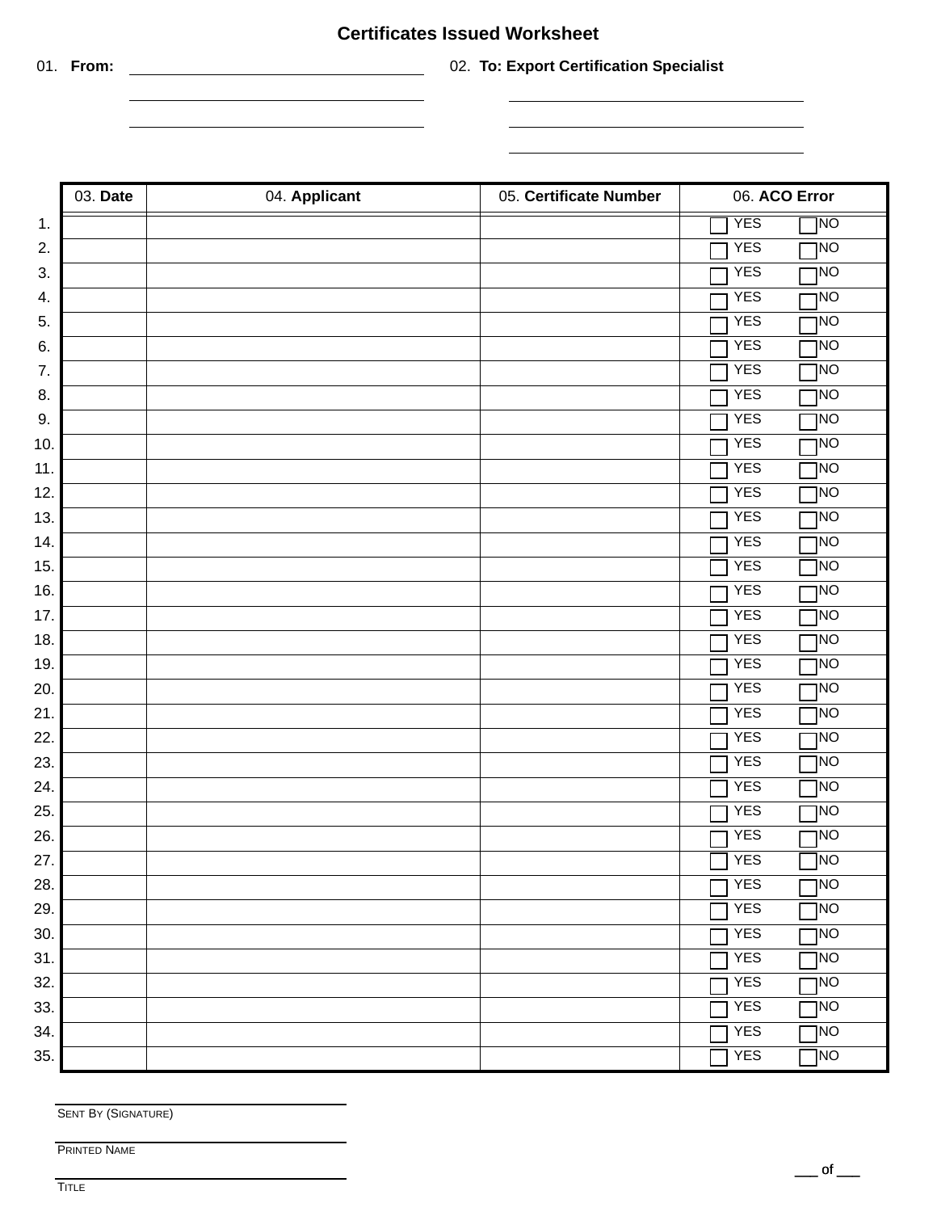# Certificates Issued Worksheet

01. **From:** ______________________

______________________

______________________

02. **To: Export Certification Specialist**

______________________

______________________

______________________

| | 03. **Date** | 04. **Applicant** | 05. **Certificate Number** | 06. **ACO Error** |
|---|---|---|---|---|
| 1. | | | | ☐ YES ☐ NO |
| 2. | | | | ☐ YES ☐ NO |
| 3. | | | | ☐ YES ☐ NO |
| 4. | | | | ☐ YES ☐ NO |
| 5. | | | | ☐ YES ☐ NO |
| 6. | | | | ☐ YES ☐ NO |
| 7. | | | | ☐ YES ☐ NO |
| 8. | | | | ☐ YES ☐ NO |
| 9. | | | | ☐ YES ☐ NO |
| 10. | | | | ☐ YES ☐ NO |
| 11. | | | | ☐ YES ☐ NO |
| 12. | | | | ☐ YES ☐ NO |
| 13. | | | | ☐ YES ☐ NO |
| 14. | | | | ☐ YES ☐ NO |
| 15. | | | | ☐ YES ☐ NO |
| 16. | | | | ☐ YES ☐ NO |
| 17. | | | | ☐ YES ☐ NO |
| 18. | | | | ☐ YES ☐ NO |
| 19. | | | | ☐ YES ☐ NO |
| 20. | | | | ☐ YES ☐ NO |
| 21. | | | | ☐ YES ☐ NO |
| 22. | | | | ☐ YES ☐ NO |
| 23. | | | | ☐ YES ☐ NO |
| 24. | | | | ☐ YES ☐ NO |
| 25. | | | | ☐ YES ☐ NO |
| 26. | | | | ☐ YES ☐ NO |
| 27. | | | | ☐ YES ☐ NO |
| 28. | | | | ☐ YES ☐ NO |
| 29. | | | | ☐ YES ☐ NO |
| 30. | | | | ☐ YES ☐ NO |
| 31. | | | | ☐ YES ☐ NO |
| 32. | | | | ☐ YES ☐ NO |
| 33. | | | | ☐ YES ☐ NO |
| 34. | | | | ☐ YES ☐ NO |
| 35. | | | | ☐ YES ☐ NO |

______________________

SENT BY (SIGNATURE)

______________________

PRINTED NAME

______________________

TITLE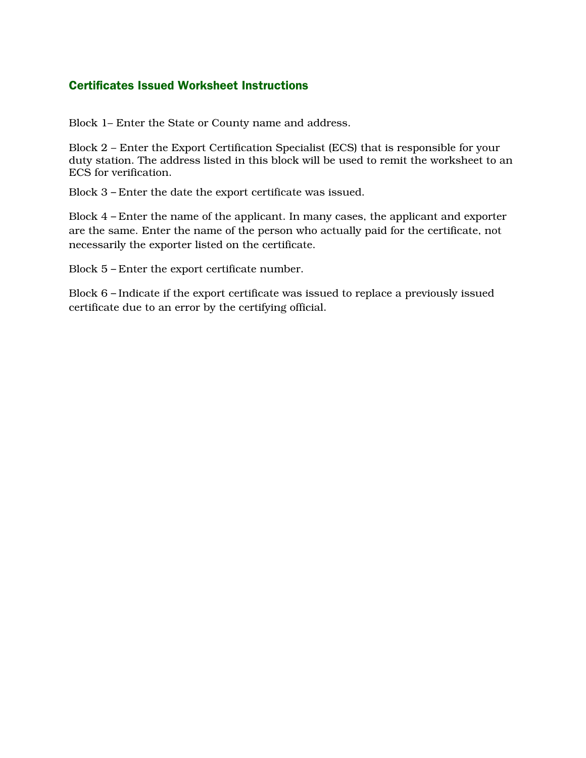## Certificates Issued Worksheet Instructions

Block 1– Enter the State or County name and address.

Block 2 – Enter the Export Certification Specialist (ECS) that is responsible for your duty station. The address listed in this block will be used to remit the worksheet to an ECS for verification.

Block 3 – Enter the date the export certificate was issued.

Block 4 – Enter the name of the applicant. In many cases, the applicant and exporter are the same. Enter the name of the person who actually paid for the certificate, not necessarily the exporter listed on the certificate.

Block 5 – Enter the export certificate number.

Block 6 – Indicate if the export certificate was issued to replace a previously issued certificate due to an error by the certifying official.